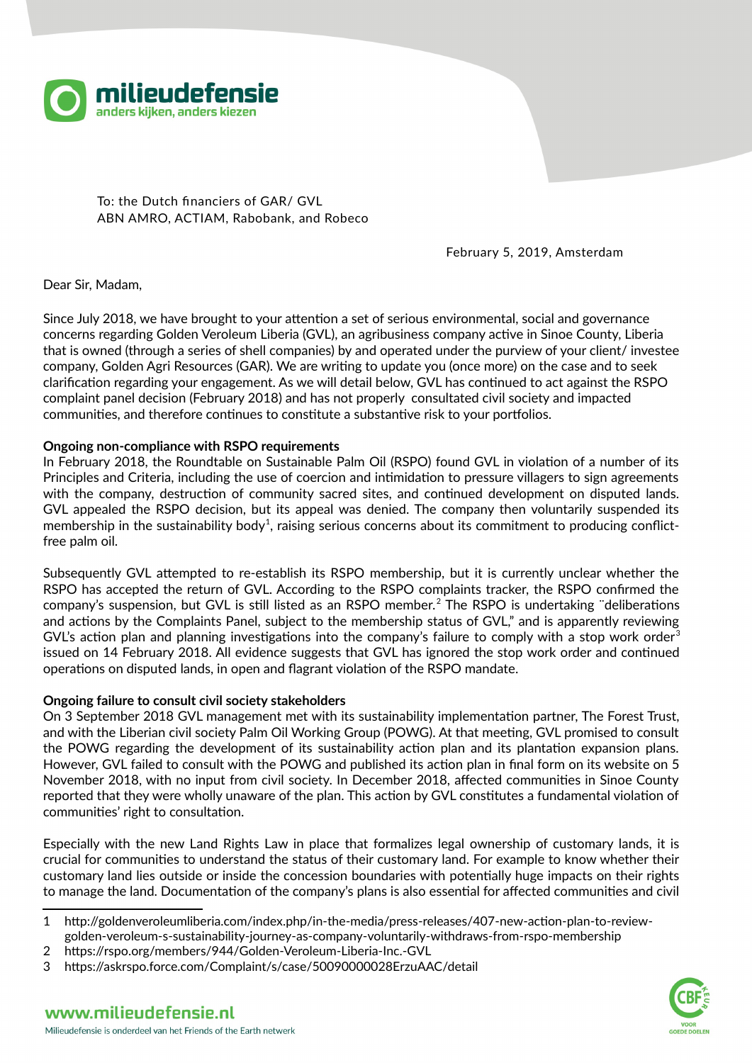To: the Dutch financiers of GAR/ GVL
ABN AMRO, ACTIAM, Rabobank, and Robeco

February 5, 2019, Amsterdam

Dear Sir, Madam,

Since July 2018, we have brought to your attention a set of serious environmental, social and governance concerns regarding Golden Veroleum Liberia (GVL), an agribusiness company active in Sinoe County, Liberia that is owned (through a series of shell companies) by and operated under the purview of your client/ investee company, Golden Agri Resources (GAR). We are writing to update you (once more) on the case and to seek clarification regarding your engagement. As we will detail below, GVL has continued to act against the RSPO complaint panel decision (February 2018) and has not properly consulted civil society and impacted communities, and therefore continues to constitute a substantive risk to your portfolios.

**Ongoing non-compliance with RSPO requirements**

In February 2018, the Roundtable on Sustainable Palm Oil (RSPO) found GVL in violation of a number of its Principles and Criteria, including the use of coercion and intimidation to pressure villagers to sign agreements with the company, destruction of community sacred sites, and continued development on disputed lands. GVL appealed the RSPO decision, but its appeal was denied. The company then voluntarily suspended its membership in the sustainability body[1], raising serious concerns about its commitment to producing conflict-free palm oil.

Subsequently GVL attempted to re-establish its RSPO membership, but it is currently unclear whether the RSPO has accepted the return of GVL. According to the RSPO complaints tracker, the RSPO confirmed the company's suspension, but GVL is still listed as an RSPO member.[2] The RSPO is undertaking ¨deliberations and actions by the Complaints Panel, subject to the membership status of GVL," and is apparently reviewing GVL's action plan and planning investigations into the company's failure to comply with a stop work order[3] issued on 14 February 2018. All evidence suggests that GVL has ignored the stop work order and continued operations on disputed lands, in open and flagrant violation of the RSPO mandate.

**Ongoing failure to consult civil society stakeholders**

On 3 September 2018 GVL management met with its sustainability implementation partner, The Forest Trust, and with the Liberian civil society Palm Oil Working Group (POWG). At that meeting, GVL promised to consult the POWG regarding the development of its sustainability action plan and its plantation expansion plans. However, GVL failed to consult with the POWG and published its action plan in final form on its website on 5 November 2018, with no input from civil society. In December 2018, affected communities in Sinoe County reported that they were wholly unaware of the plan. This action by GVL constitutes a fundamental violation of communities' right to consultation.

Especially with the new Land Rights Law in place that formalizes legal ownership of customary lands, it is crucial for communities to understand the status of their customary land. For example to know whether their customary land lies outside or inside the concession boundaries with potentially huge impacts on their rights to manage the land. Documentation of the company's plans is also essential for affected communities and civil

---

1 http://goldenveroleumliberia.com/index.php/in-the-media/press-releases/407-new-action-plan-to-review-golden-veroleum-s-sustainability-journey-as-company-voluntarily-withdraws-from-rspo-membership

2 https://rspo.org/members/944/Golden-Veroleum-Liberia-Inc.-GVL

3 https://askrspo.force.com/Complaint/s/case/50090000028ErzuAAC/detail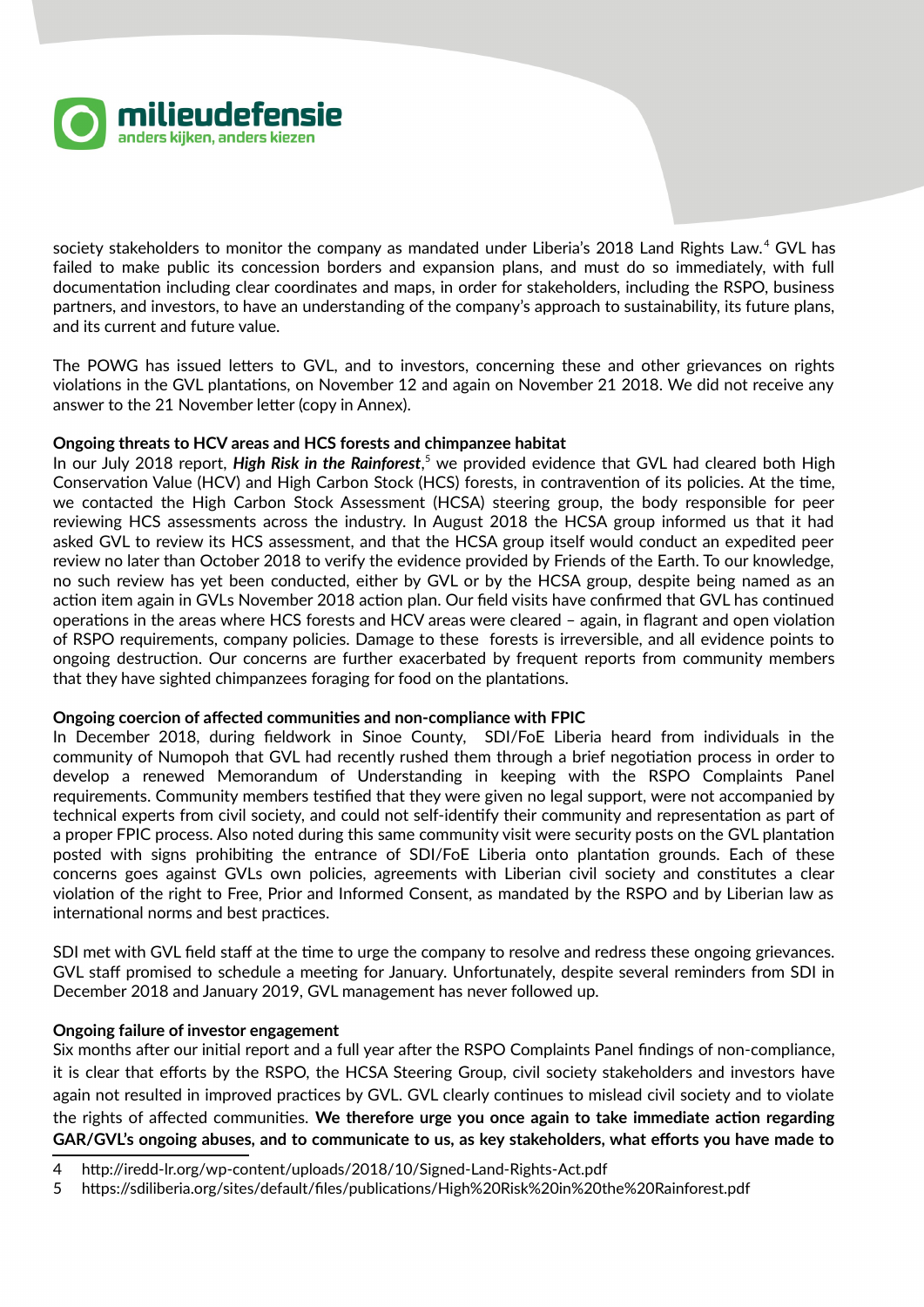society stakeholders to monitor the company as mandated under Liberia's 2018 Land Rights Law.[4] GVL has failed to make public its concession borders and expansion plans, and must do so immediately, with full documentation including clear coordinates and maps, in order for stakeholders, including the RSPO, business partners, and investors, to have an understanding of the company's approach to sustainability, its future plans, and its current and future value.

The POWG has issued letters to GVL, and to investors, concerning these and other grievances on rights violations in the GVL plantations, on November 12 and again on November 21 2018. We did not receive any answer to the 21 November letter (copy in Annex).

**Ongoing threats to HCV areas and HCS forests and chimpanzee habitat**
In our July 2018 report, ***High Risk in the Rainforest***,[5] we provided evidence that GVL had cleared both High Conservation Value (HCV) and High Carbon Stock (HCS) forests, in contravention of its policies. At the time, we contacted the High Carbon Stock Assessment (HCSA) steering group, the body responsible for peer reviewing HCS assessments across the industry. In August 2018 the HCSA group informed us that it had asked GVL to review its HCS assessment, and that the HCSA group itself would conduct an expedited peer review no later than October 2018 to verify the evidence provided by Friends of the Earth. To our knowledge, no such review has yet been conducted, either by GVL or by the HCSA group, despite being named as an action item again in GVLs November 2018 action plan. Our field visits have confirmed that GVL has continued operations in the areas where HCS forests and HCV areas were cleared – again, in flagrant and open violation of RSPO requirements, company policies. Damage to these forests is irreversible, and all evidence points to ongoing destruction. Our concerns are further exacerbated by frequent reports from community members that they have sighted chimpanzees foraging for food on the plantations.

**Ongoing coercion of affected communities and non-compliance with FPIC**
In December 2018, during fieldwork in Sinoe County, SDI/FoE Liberia heard from individuals in the community of Numopoh that GVL had recently rushed them through a brief negotiation process in order to develop a renewed Memorandum of Understanding in keeping with the RSPO Complaints Panel requirements. Community members testified that they were given no legal support, were not accompanied by technical experts from civil society, and could not self-identify their community and representation as part of a proper FPIC process. Also noted during this same community visit were security posts on the GVL plantation posted with signs prohibiting the entrance of SDI/FoE Liberia onto plantation grounds. Each of these concerns goes against GVLs own policies, agreements with Liberian civil society and constitutes a clear violation of the right to Free, Prior and Informed Consent, as mandated by the RSPO and by Liberian law as international norms and best practices.

SDI met with GVL field staff at the time to urge the company to resolve and redress these ongoing grievances. GVL staff promised to schedule a meeting for January. Unfortunately, despite several reminders from SDI in December 2018 and January 2019, GVL management has never followed up.

**Ongoing failure of investor engagement**
Six months after our initial report and a full year after the RSPO Complaints Panel findings of non-compliance, it is clear that efforts by the RSPO, the HCSA Steering Group, civil society stakeholders and investors have again not resulted in improved practices by GVL. GVL clearly continues to mislead civil society and to violate the rights of affected communities. **We therefore urge you once again to take immediate action regarding GAR/GVL's ongoing abuses, and to communicate to us, as key stakeholders, what efforts you have made to**

---

4 http://iredd-lr.org/wp-content/uploads/2018/10/Signed-Land-Rights-Act.pdf
5 https://sdiliberia.org/sites/default/files/publications/High%20Risk%20in%20the%20Rainforest.pdf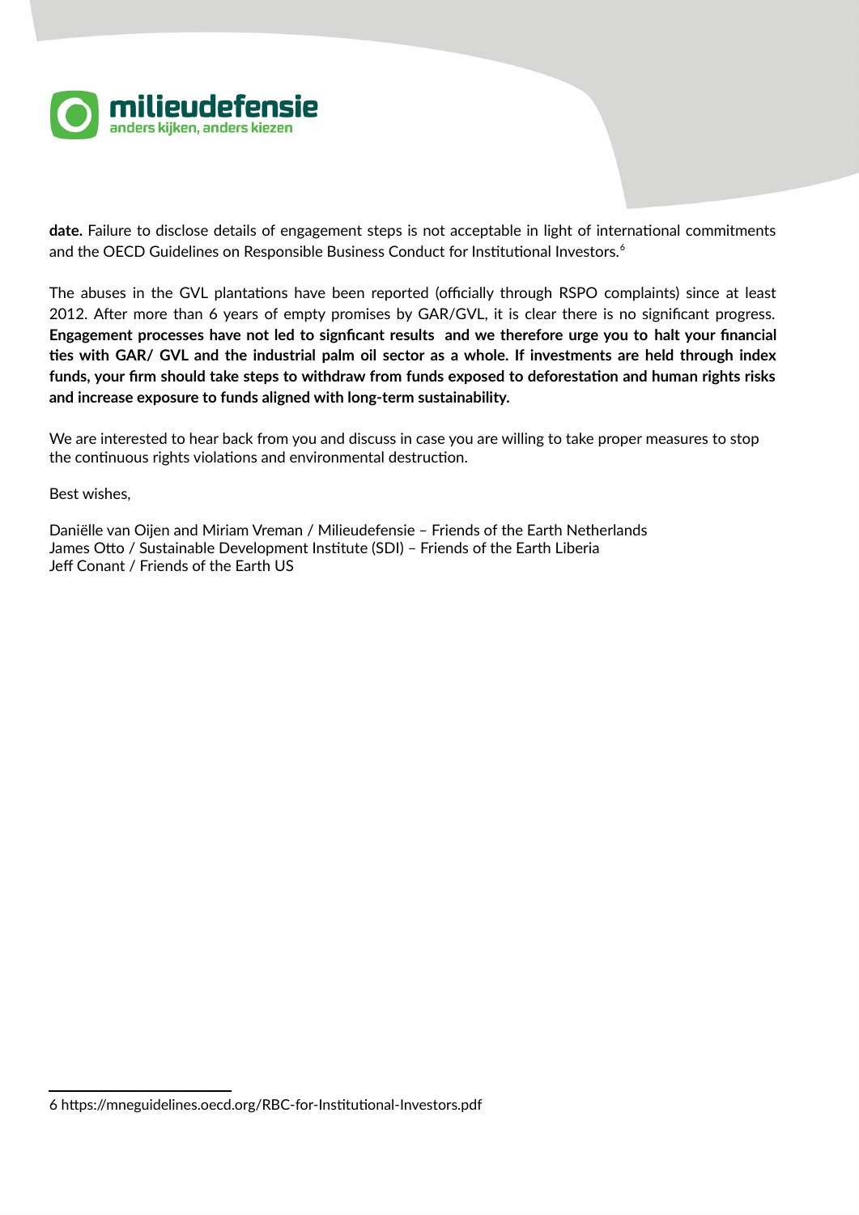**date.** Failure to disclose details of engagement steps is not acceptable in light of international commitments and the OECD Guidelines on Responsible Business Conduct for Institutional Investors.[6]

The abuses in the GVL plantations have been reported (officially through RSPO complaints) since at least 2012. After more than 6 years of empty promises by GAR/GVL, it is clear there is no significant progress. **Engagement processes have not led to signficant results and we therefore urge you to halt your financial ties with GAR/ GVL and the industrial palm oil sector as a whole. If investments are held through index funds, your firm should take steps to withdraw from funds exposed to deforestation and human rights risks and increase exposure to funds aligned with long-term sustainability.**

We are interested to hear back from you and discuss in case you are willing to take proper measures to stop the continuous rights violations and environmental destruction.

Best wishes,

Daniëlle van Oijen and Miriam Vreman / Milieudefensie – Friends of the Earth Netherlands
James Otto / Sustainable Development Institute (SDI) – Friends of the Earth Liberia
Jeff Conant / Friends of the Earth US

6 https://mneguidelines.oecd.org/RBC-for-Institutional-Investors.pdf